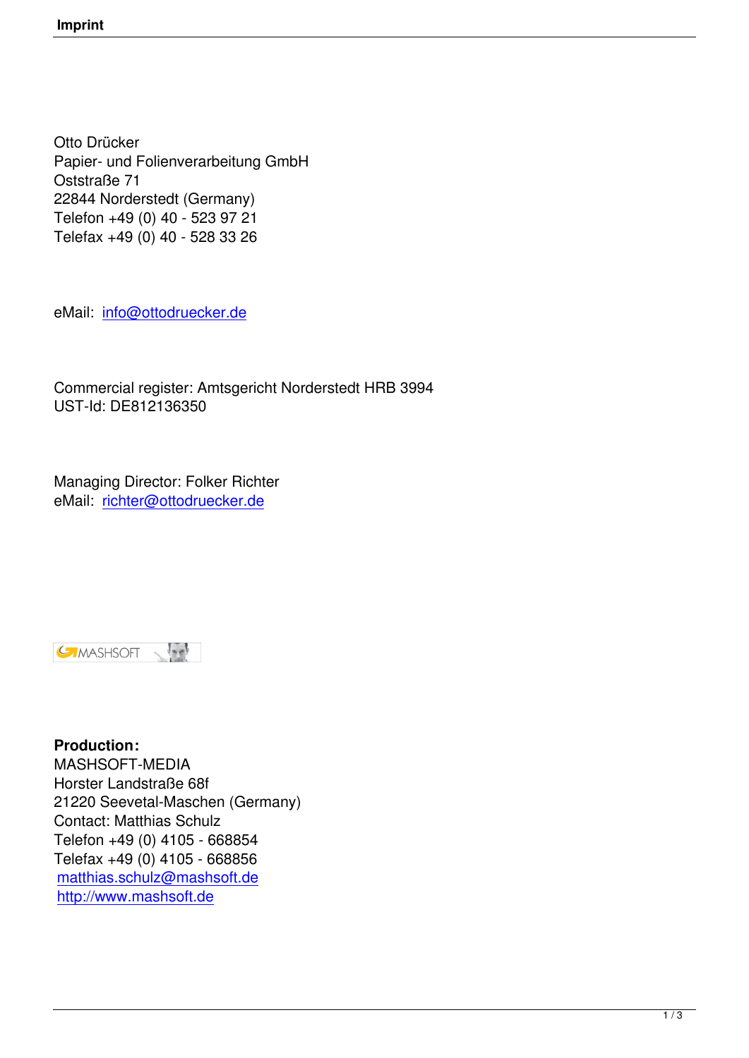# Imprint

Otto Drücker
Papier- und Folienverarbeitung GmbH
Oststraße 71
22844 Norderstedt (Germany)
Telefon +49 (0) 40 - 523 97 21
Telefax +49 (0) 40 - 528 33 26

eMail: info@ottodruecker.de

Commercial register: Amtsgericht Norderstedt HRB 3994
UST-Id: DE812136350

Managing Director: Folker Richter
eMail: richter@ottodruecker.de

**Production:**
MASHSOFT-MEDIA
Horster Landstraße 68f
21220 Seevetal-Maschen (Germany)
Contact: Matthias Schulz
Telefon +49 (0) 4105 - 668854
Telefax +49 (0) 4105 - 668856
matthias.schulz@mashsoft.de
http://www.mashsoft.de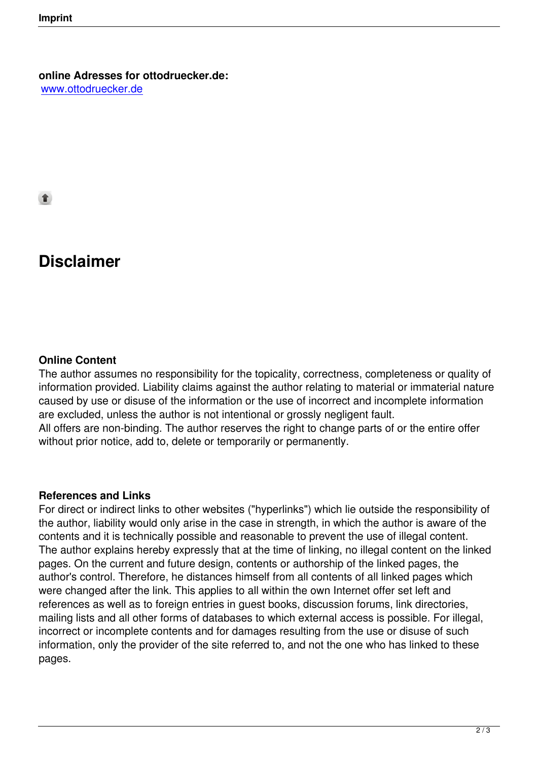**online Adresses for ottodruecker.de:**
[www.ottodruecker.de](www.ottodruecker.de)

# Disclaimer

**Online Content**
The author assumes no responsibility for the topicality, correctness, completeness or quality of information provided. Liability claims against the author relating to material or immaterial nature caused by use or disuse of the information or the use of incorrect and incomplete information are excluded, unless the author is not intentional or grossly negligent fault.
All offers are non-binding. The author reserves the right to change parts of or the entire offer without prior notice, add to, delete or temporarily or permanently.

**References and Links**
For direct or indirect links to other websites ("hyperlinks") which lie outside the responsibility of the author, liability would only arise in the case in strength, in which the author is aware of the contents and it is technically possible and reasonable to prevent the use of illegal content. The author explains hereby expressly that at the time of linking, no illegal content on the linked pages. On the current and future design, contents or authorship of the linked pages, the author's control. Therefore, he distances himself from all contents of all linked pages which were changed after the link. This applies to all within the own Internet offer set left and references as well as to foreign entries in guest books, discussion forums, link directories, mailing lists and all other forms of databases to which external access is possible. For illegal, incorrect or incomplete contents and for damages resulting from the use or disuse of such information, only the provider of the site referred to, and not the one who has linked to these pages.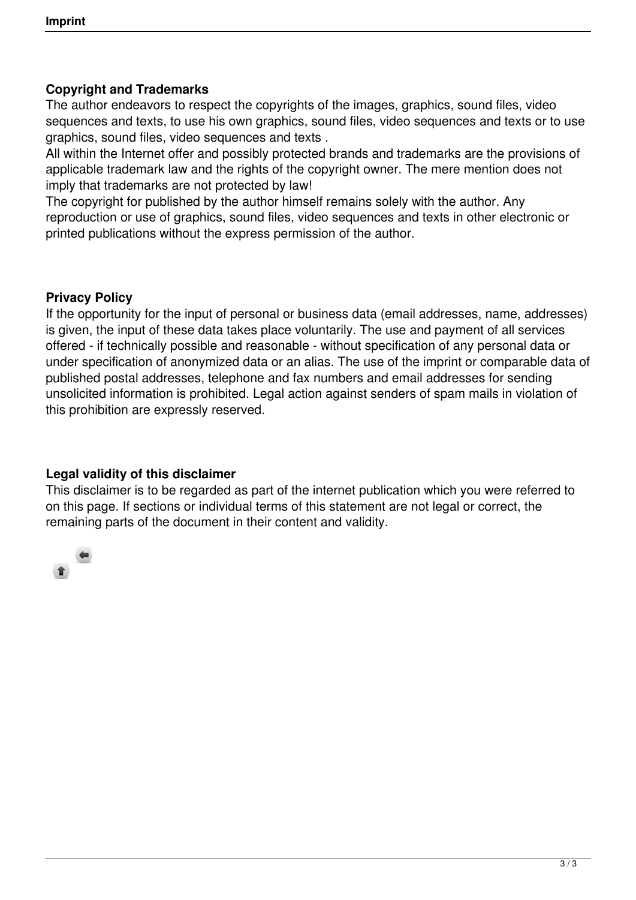### Copyright and Trademarks

The author endeavors to respect the copyrights of the images, graphics, sound files, video sequences and texts, to use his own graphics, sound files, video sequences and texts or to use graphics, sound files, video sequences and texts .
All within the Internet offer and possibly protected brands and trademarks are the provisions of applicable trademark law and the rights of the copyright owner. The mere mention does not imply that trademarks are not protected by law!
The copyright for published by the author himself remains solely with the author. Any reproduction or use of graphics, sound files, video sequences and texts in other electronic or printed publications without the express permission of the author.

### Privacy Policy

If the opportunity for the input of personal or business data (email addresses, name, addresses) is given, the input of these data takes place voluntarily. The use and payment of all services offered - if technically possible and reasonable - without specification of any personal data or under specification of anonymized data or an alias. The use of the imprint or comparable data of published postal addresses, telephone and fax numbers and email addresses for sending unsolicited information is prohibited. Legal action against senders of spam mails in violation of this prohibition are expressly reserved.

### Legal validity of this disclaimer

This disclaimer is to be regarded as part of the internet publication which you were referred to on this page. If sections or individual terms of this statement are not legal or correct, the remaining parts of the document in their content and validity.